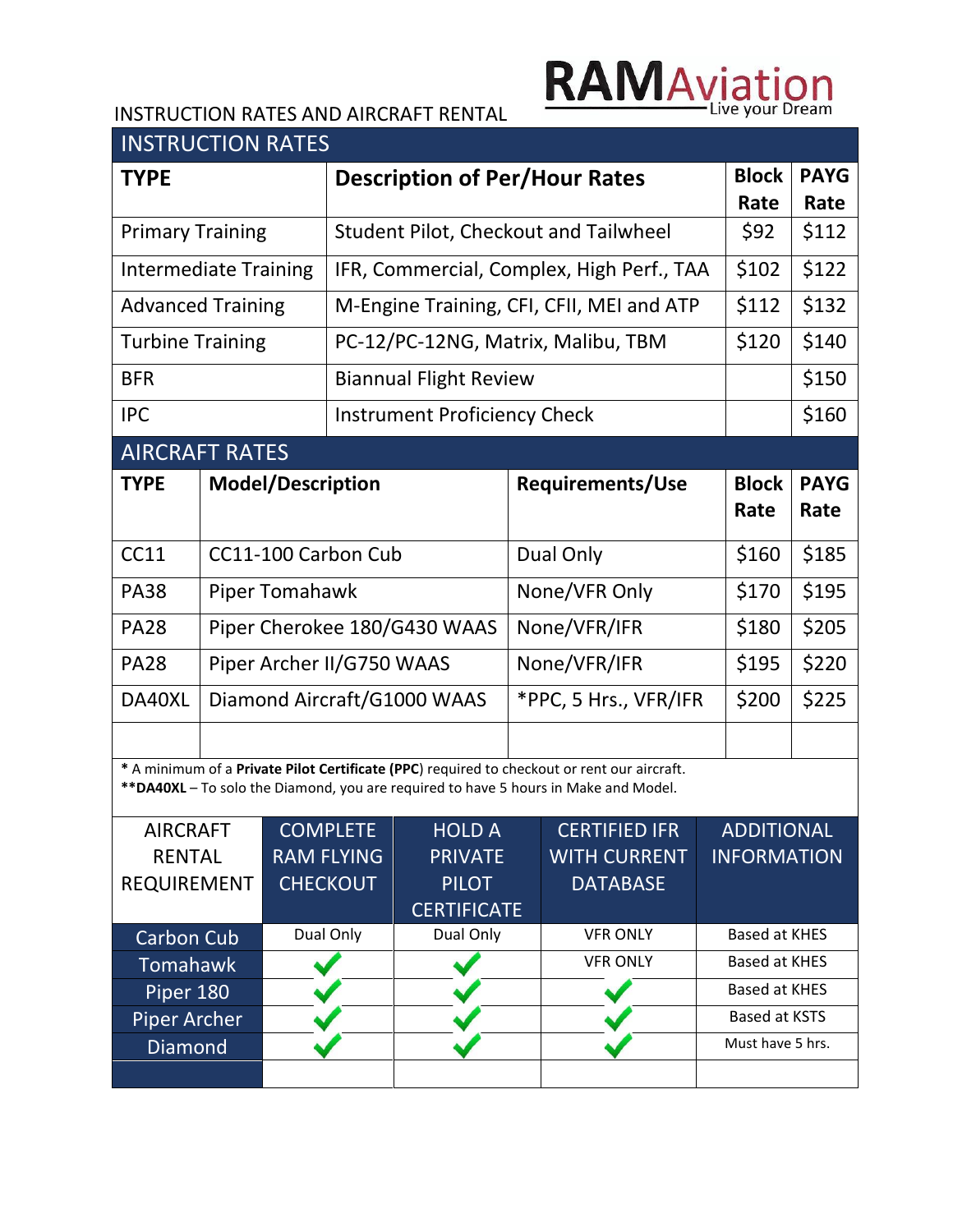# RAMAviation

Live your Dream

INSTRUCTION RATES AND AIRCRAFT RENTAL

## INSTRUCTION RATES

| TYPE | Description of Per/Hour Rates | Block Rate | PAYG Rate |
|---|---|---|---|
| Primary Training | Student Pilot, Checkout and Tailwheel | $92 | $112 |
| Intermediate Training | IFR, Commercial, Complex, High Perf., TAA | $102 | $122 |
| Advanced Training | M-Engine Training, CFI, CFII, MEI and ATP | $112 | $132 |
| Turbine Training | PC-12/PC-12NG, Matrix, Malibu, TBM | $120 | $140 |
| BFR | Biannual Flight Review | | $150 |
| IPC | Instrument Proficiency Check | | $160 |

## AIRCRAFT RATES

| TYPE | Model/Description | Requirements/Use | Block Rate | PAYG Rate |
|---|---|---|---|---|
| CC11 | CC11-100 Carbon Cub | Dual Only | $160 | $185 |
| PA38 | Piper Tomahawk | None/VFR Only | $170 | $195 |
| PA28 | Piper Cherokee 180/G430 WAAS | None/VFR/IFR | $180 | $205 |
| PA28 | Piper Archer II/G750 WAAS | None/VFR/IFR | $195 | $220 |
| DA40XL | Diamond Aircraft/G1000 WAAS | *PPC, 5 Hrs., VFR/IFR | $200 | $225 |
| | | | | |

* A minimum of a **Private Pilot Certificate (PPC**) required to checkout or rent our aircraft.
****DA40XL** – To solo the Diamond, you are required to have 5 hours in Make and Model.

| AIRCRAFT RENTAL REQUIREMENT | COMPLETE RAM FLYING CHECKOUT | HOLD A PRIVATE PILOT CERTIFICATE | CERTIFIED IFR WITH CURRENT DATABASE | ADDITIONAL INFORMATION |
|---|---|---|---|---|
| Carbon Cub | Dual Only | Dual Only | VFR ONLY | Based at KHES |
| Tomahawk | ✓ | ✓ | VFR ONLY | Based at KHES |
| Piper 180 | ✓ | ✓ | ✓ | Based at KHES |
| Piper Archer | ✓ | ✓ | ✓ | Based at KSTS |
| Diamond | ✓ | ✓ | ✓ | Must have 5 hrs. |
| | | | | |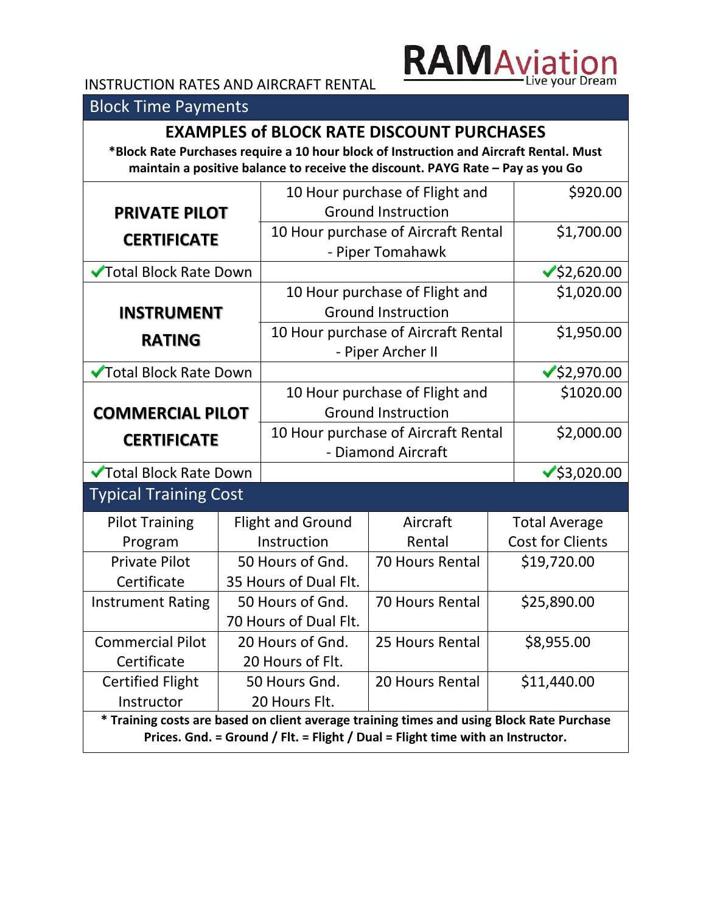INSTRUCTION RATES AND AIRCRAFT RENTAL

**RAMAviation**
Live your Dream

## Block Time Payments

### EXAMPLES of BLOCK RATE DISCOUNT PURCHASES

**\*Block Rate Purchases require a 10 hour block of Instruction and Aircraft Rental. Must maintain a positive balance to receive the discount. PAYG Rate – Pay as you Go**

| | | |
|---|---|---|
| **PRIVATE PILOT CERTIFICATE** | 10 Hour purchase of Flight and Ground Instruction | $920.00 |
| | 10 Hour purchase of Aircraft Rental - Piper Tomahawk | $1,700.00 |
| ✔Total Block Rate Down | | ✔$2,620.00 |
| **INSTRUMENT RATING** | 10 Hour purchase of Flight and Ground Instruction | $1,020.00 |
| | 10 Hour purchase of Aircraft Rental - Piper Archer II | $1,950.00 |
| ✔Total Block Rate Down | | ✔$2,970.00 |
| **COMMERCIAL PILOT CERTIFICATE** | 10 Hour purchase of Flight and Ground Instruction | $1020.00 |
| | 10 Hour purchase of Aircraft Rental - Diamond Aircraft | $2,000.00 |
| ✔Total Block Rate Down | | ✔$3,020.00 |

## Typical Training Cost

| Pilot Training Program | Flight and Ground Instruction | Aircraft Rental | Total Average Cost for Clients |
|---|---|---|---|
| Private Pilot Certificate | 50 Hours of Gnd. 35 Hours of Dual Flt. | 70 Hours Rental | $19,720.00 |
| Instrument Rating | 50 Hours of Gnd. 70 Hours of Dual Flt. | 70 Hours Rental | $25,890.00 |
| Commercial Pilot Certificate | 20 Hours of Gnd. 20 Hours of Flt. | 25 Hours Rental | $8,955.00 |
| Certified Flight Instructor | 50 Hours Gnd. 20 Hours Flt. | 20 Hours Rental | $11,440.00 |

**\* Training costs are based on client average training times and using Block Rate Purchase Prices. Gnd. = Ground / Flt. = Flight / Dual = Flight time with an Instructor.**